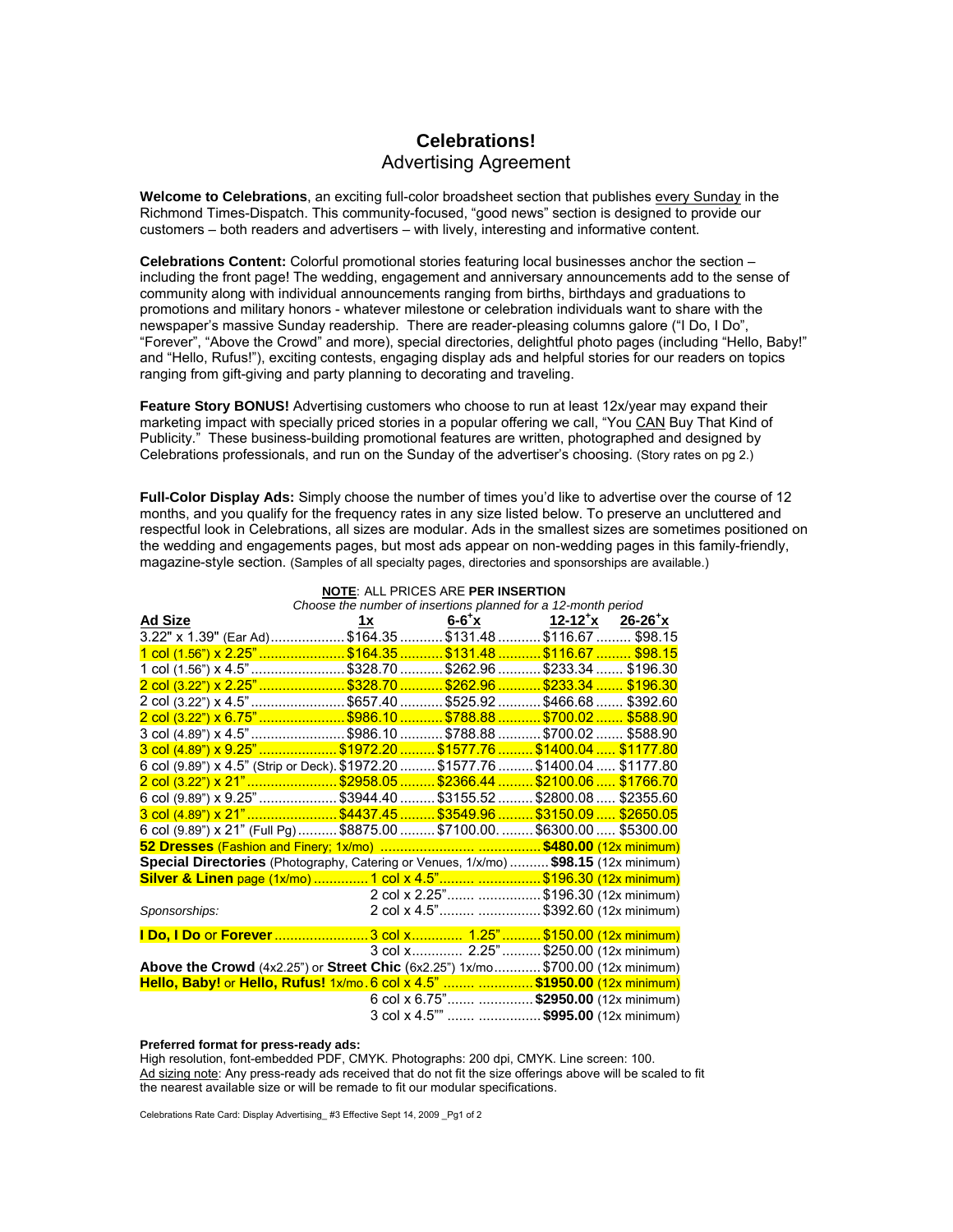# Celebrations!

## Advertising Agreement

**Welcome to Celebrations**, an exciting full-color broadsheet section that publishes every Sunday in the Richmond Times-Dispatch. This community-focused, "good news" section is designed to provide our customers – both readers and advertisers – with lively, interesting and informative content.

**Celebrations Content:** Colorful promotional stories featuring local businesses anchor the section – including the front page! The wedding, engagement and anniversary announcements add to the sense of community along with individual announcements ranging from births, birthdays and graduations to promotions and military honors - whatever milestone or celebration individuals want to share with the newspaper's massive Sunday readership. There are reader-pleasing columns galore ("I Do, I Do", "Forever", "Above the Crowd" and more), special directories, delightful photo pages (including "Hello, Baby!" and "Hello, Rufus!"), exciting contests, engaging display ads and helpful stories for our readers on topics ranging from gift-giving and party planning to decorating and traveling.

**Feature Story BONUS!** Advertising customers who choose to run at least 12x/year may expand their marketing impact with specially priced stories in a popular offering we call, "You CAN Buy That Kind of Publicity." These business-building promotional features are written, photographed and designed by Celebrations professionals, and run on the Sunday of the advertiser's choosing. (Story rates on pg 2.)

**Full-Color Display Ads:** Simply choose the number of times you'd like to advertise over the course of 12 months, and you qualify for the frequency rates in any size listed below. To preserve an uncluttered and respectful look in Celebrations, all sizes are modular. Ads in the smallest sizes are sometimes positioned on the wedding and engagements pages, but most ads appear on non-wedding pages in this family-friendly, magazine-style section. (Samples of all specialty pages, directories and sponsorships are available.)

**NOTE**: ALL PRICES ARE **PER INSERTION**

*Choose the number of insertions planned for a 12-month period*

| Ad Size | 1x | 6-6+x | 12-12+x | 26-26+x |
|---|---|---|---|---|
| 3.22" x 1.39" (Ear Ad) | $164.35 | $131.48 | $116.67 | $98.15 |
| 1 col (1.56") x 2.25" | $164.35 | $131.48 | $116.67 | $98.15 |
| 1 col (1.56") x 4.5" | $328.70 | $262.96 | $233.34 | $196.30 |
| 2 col (3.22") x 2.25" | $328.70 | $262.96 | $233.34 | $196.30 |
| 2 col (3.22") x 4.5" | $657.40 | $525.92 | $466.68 | $392.60 |
| 2 col (3.22") x 6.75" | $986.10 | $788.88 | $700.02 | $588.90 |
| 3 col (4.89") x 4.5" | $986.10 | $788.88 | $700.02 | $588.90 |
| 3 col (4.89") x 9.25" | $1972.20 | $1577.76 | $1400.04 | $1177.80 |
| 6 col (9.89") x 4.5" (Strip or Deck) | $1972.20 | $1577.76 | $1400.04 | $1177.80 |
| 2 col (3.22") x 21" | $2958.05 | $2366.44 | $2100.06 | $1766.70 |
| 6 col (9.89") x 9.25" | $3944.40 | $3155.52 | $2800.08 | $2355.60 |
| 3 col (4.89") x 21" | $4437.45 | $3549.96 | $3150.09 | $2650.05 |
| 6 col (9.89") x 21" (Full Pg) | $8875.00 | $7100.00. | $6300.00 | $5300.00 |

| Item | Size | Price |
|---|---|---|
| **52 Dresses** (Fashion and Finery; 1x/mo) | | **$480.00** (12x minimum) |
| **Special Directories** (Photography, Catering or Venues, 1x/mo) | | **$98.15** (12x minimum) |
| **Silver & Linen** page (1x/mo) | 1 col x 4.5" | $196.30 (12x minimum) |
| | 2 col x 2.25" | $196.30 (12x minimum) |
| *Sponsorships:* | 2 col x 4.5" | $392.60 (12x minimum) |
| **I Do, I Do** or **Forever** | 3 col x 1.25" | $150.00 (12x minimum) |
| | 3 col x 2.25" | $250.00 (12x minimum) |
| **Above the Crowd** (4x2.25") or **Street Chic** (6x2.25") 1x/mo | | $700.00 (12x minimum) |
| **Hello, Baby!** or **Hello, Rufus!** 1x/mo | 6 col x 4.5" | **$1950.00** (12x minimum) |
| | 6 col x 6.75" | **$2950.00** (12x minimum) |
| | 3 col x 4.5"" | **$995.00** (12x minimum) |

**Preferred format for press-ready ads:**
High resolution, font-embedded PDF, CMYK. Photographs: 200 dpi, CMYK. Line screen: 100.
Ad sizing note: Any press-ready ads received that do not fit the size offerings above will be scaled to fit the nearest available size or will be remade to fit our modular specifications.

Celebrations Rate Card: Display Advertising_ #3 Effective Sept 14, 2009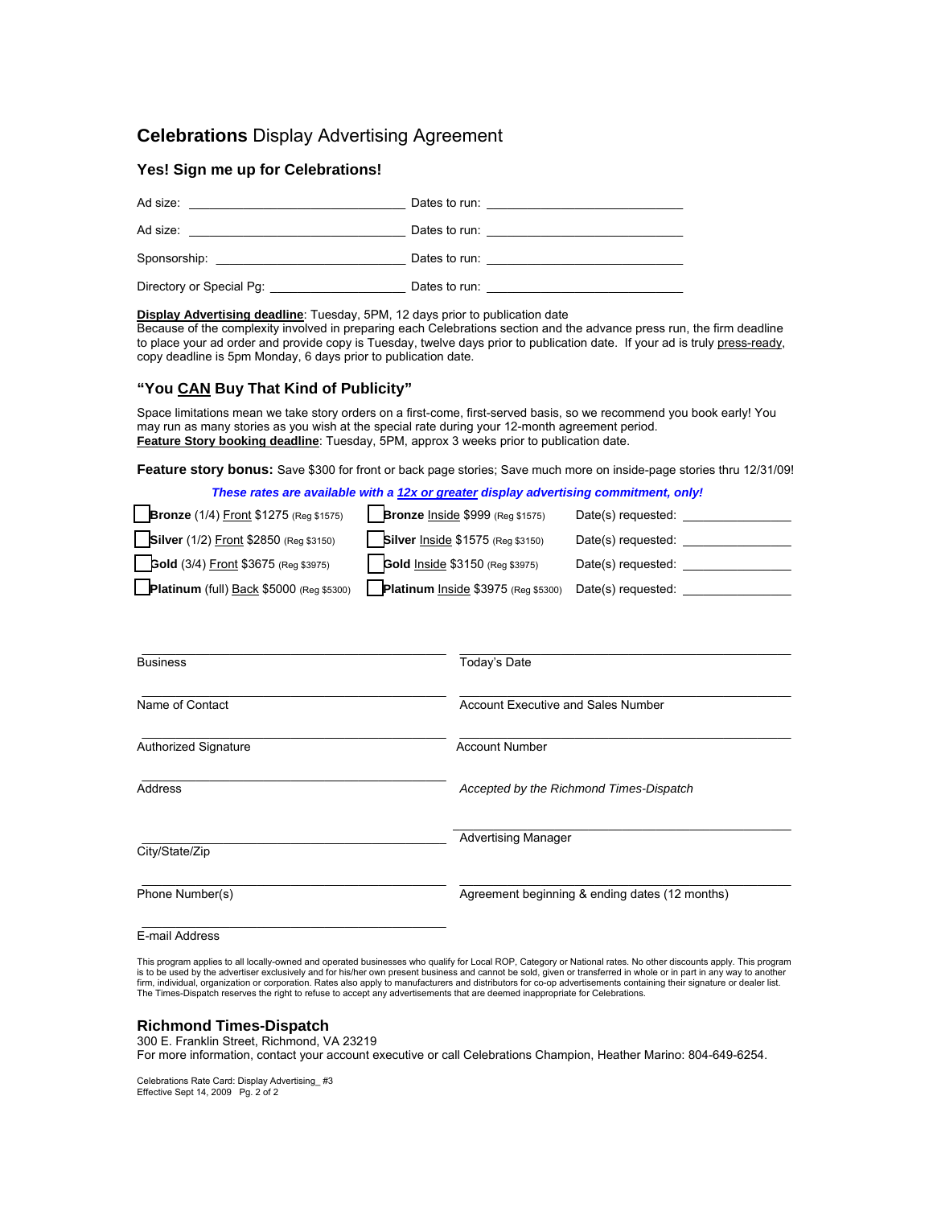# **Celebrations** Display Advertising Agreement

### Yes! Sign me up for Celebrations!

Ad size: ______________________________ Dates to run: ______________________________

Ad size: ______________________________ Dates to run: ______________________________

Sponsorship: ___________________________ Dates to run: ______________________________

Directory or Special Pg: ________________ Dates to run: ______________________________

**Display Advertising deadline**: Tuesday, 5PM, 12 days prior to publication date
Because of the complexity involved in preparing each Celebrations section and the advance press run, the firm deadline to place your ad order and provide copy is Tuesday, twelve days prior to publication date. If your ad is truly press-ready, copy deadline is 5pm Monday, 6 days prior to publication date.

### "You CAN Buy That Kind of Publicity"

Space limitations mean we take story orders on a first-come, first-served basis, so we recommend you book early! You may run as many stories as you wish at the special rate during your 12-month agreement period.
**Feature Story booking deadline**: Tuesday, 5PM, approx 3 weeks prior to publication date.

**Feature story bonus:** Save $300 for front or back page stories; Save much more on inside-page stories thru 12/31/09!

***These rates are available with a 12x or greater display advertising commitment, only!***

| | | |
|---|---|---|
| ☐ **Bronze** (1/4) Front $1275 (Reg $1575) | ☐ **Bronze** Inside $999 (Reg $1575) | Date(s) requested: __________ |
| ☐ **Silver** (1/2) Front $2850 (Reg $3150) | ☐ **Silver** Inside $1575 (Reg $3150) | Date(s) requested: __________ |
| ☐ **Gold** (3/4) Front $3675 (Reg $3975) | ☐ **Gold** Inside $3150 (Reg $3975) | Date(s) requested: __________ |
| ☐ **Platinum** (full) Back $5000 (Reg $5300) | ☐ **Platinum** Inside $3975 (Reg $5300) | Date(s) requested: __________ |

| | |
|---|---|
| ______________________________ Business | ______________________________ Today's Date |
| ______________________________ Name of Contact | ______________________________ Account Executive and Sales Number |
| ______________________________ Authorized Signature | ______________________________ Account Number |
| ______________________________ Address | *Accepted by the Richmond Times-Dispatch* |
| ______________________________ City/State/Zip | ______________________________ Advertising Manager |
| ______________________________ Phone Number(s) | ______________________________ Agreement beginning & ending dates (12 months) |
| ______________________________ E-mail Address | |

This program applies to all locally-owned and operated businesses who qualify for Local ROP, Category or National rates. No other discounts apply. This program is to be used by the advertiser exclusively and for his/her own present business and cannot be sold, given or transferred in whole or in part in any way to another firm, individual, organization or corporation. Rates also apply to manufacturers and distributors for co-op advertisements containing their signature or dealer list. The Times-Dispatch reserves the right to refuse to accept any advertisements that are deemed inappropriate for Celebrations.

### Richmond Times-Dispatch

300 E. Franklin Street, Richmond, VA 23219
For more information, contact your account executive or call Celebrations Champion, Heather Marino: 804-649-6254.

Celebrations Rate Card: Display Advertising_ #3
Effective Sept 14, 2009